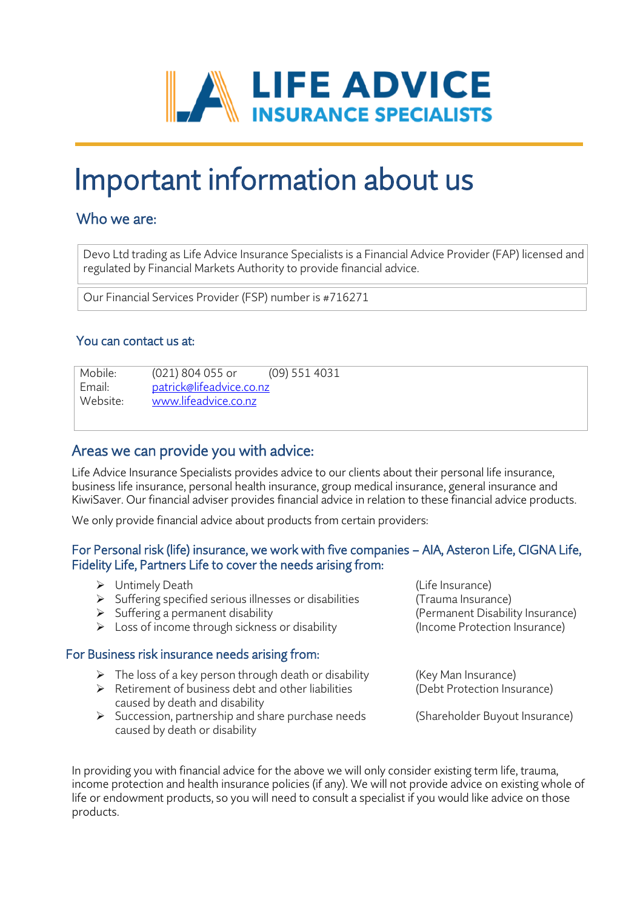**LIFE ADVICE**
**INSURANCE SPECIALISTS**

# Important information about us

## Who we are:

| Devo Ltd trading as Life Advice Insurance Specialists is a Financial Advice Provider (FAP) licensed and regulated by Financial Markets Authority to provide financial advice. |
| --- |
| Our Financial Services Provider (FSP) number is #716271 |

### You can contact us at:

| | | |
| --- | --- | --- |
| Mobile: | (021) 804 055 or | (09) 551 4031 |
| Email: | patrick@lifeadvice.co.nz | |
| Website: | www.lifeadvice.co.nz | |

## Areas we can provide you with advice:

Life Advice Insurance Specialists provides advice to our clients about their personal life insurance, business life insurance, personal health insurance, group medical insurance, general insurance and KiwiSaver. Our financial adviser provides financial advice in relation to these financial advice products.

We only provide financial advice about products from certain providers:

### For Personal risk (life) insurance, we work with five companies – AIA, Asteron Life, CIGNA Life, Fidelity Life, Partners Life to cover the needs arising from:

- Untimely Death (Life Insurance)
- Suffering specified serious illnesses or disabilities (Trauma Insurance)
- Suffering a permanent disability (Permanent Disability Insurance)
- Loss of income through sickness or disability (Income Protection Insurance)

### For Business risk insurance needs arising from:

- The loss of a key person through death or disability (Key Man Insurance)
- Retirement of business debt and other liabilities caused by death and disability (Debt Protection Insurance)
- Succession, partnership and share purchase needs caused by death or disability (Shareholder Buyout Insurance)

In providing you with financial advice for the above we will only consider existing term life, trauma, income protection and health insurance policies (if any). We will not provide advice on existing whole of life or endowment products, so you will need to consult a specialist if you would like advice on those products.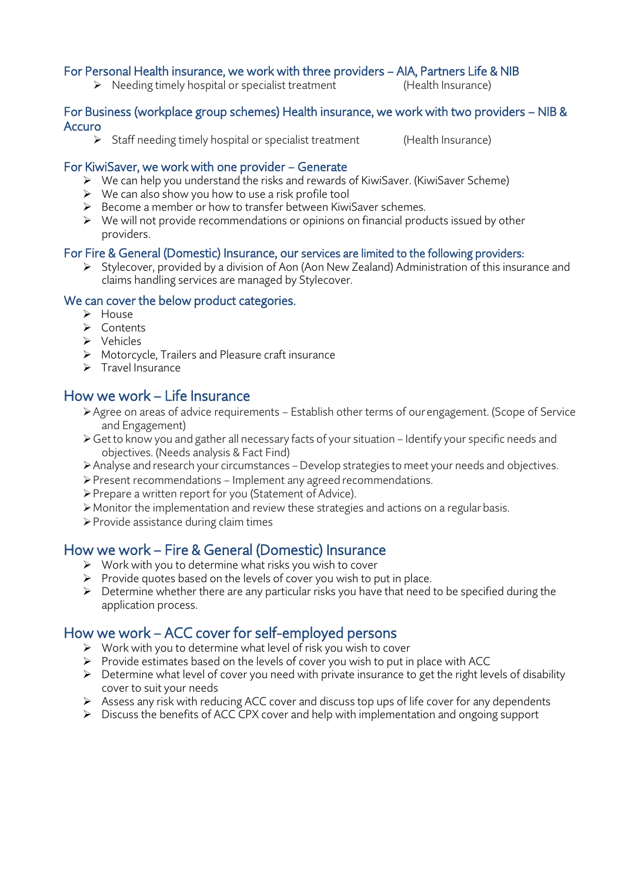### For Personal Health insurance, we work with three providers – AIA, Partners Life & NIB

- Needing timely hospital or specialist treatment (Health Insurance)

### For Business (workplace group schemes) Health insurance, we work with two providers – NIB & Accuro

- Staff needing timely hospital or specialist treatment (Health Insurance)

### For KiwiSaver, we work with one provider – Generate

- We can help you understand the risks and rewards of KiwiSaver. (KiwiSaver Scheme)
- We can also show you how to use a risk profile tool
- Become a member or how to transfer between KiwiSaver schemes.
- We will not provide recommendations or opinions on financial products issued by other providers.

### For Fire & General (Domestic) Insurance, our services are limited to the following providers:

- Stylecover, provided by a division of Aon (Aon New Zealand) Administration of this insurance and claims handling services are managed by Stylecover.

### We can cover the below product categories.

- House
- Contents
- Vehicles
- Motorcycle, Trailers and Pleasure craft insurance
- Travel Insurance

## How we work – Life Insurance

- Agree on areas of advice requirements – Establish other terms of our engagement. (Scope of Service and Engagement)
- Get to know you and gather all necessary facts of your situation – Identify your specific needs and objectives. (Needs analysis & Fact Find)
- Analyse and research your circumstances – Develop strategies to meet your needs and objectives.
- Present recommendations – Implement any agreed recommendations.
- Prepare a written report for you (Statement of Advice).
- Monitor the implementation and review these strategies and actions on a regular basis.
- Provide assistance during claim times

## How we work – Fire & General (Domestic) Insurance

- Work with you to determine what risks you wish to cover
- Provide quotes based on the levels of cover you wish to put in place.
- Determine whether there are any particular risks you have that need to be specified during the application process.

## How we work – ACC cover for self-employed persons

- Work with you to determine what level of risk you wish to cover
- Provide estimates based on the levels of cover you wish to put in place with ACC
- Determine what level of cover you need with private insurance to get the right levels of disability cover to suit your needs
- Assess any risk with reducing ACC cover and discuss top ups of life cover for any dependents
- Discuss the benefits of ACC CPX cover and help with implementation and ongoing support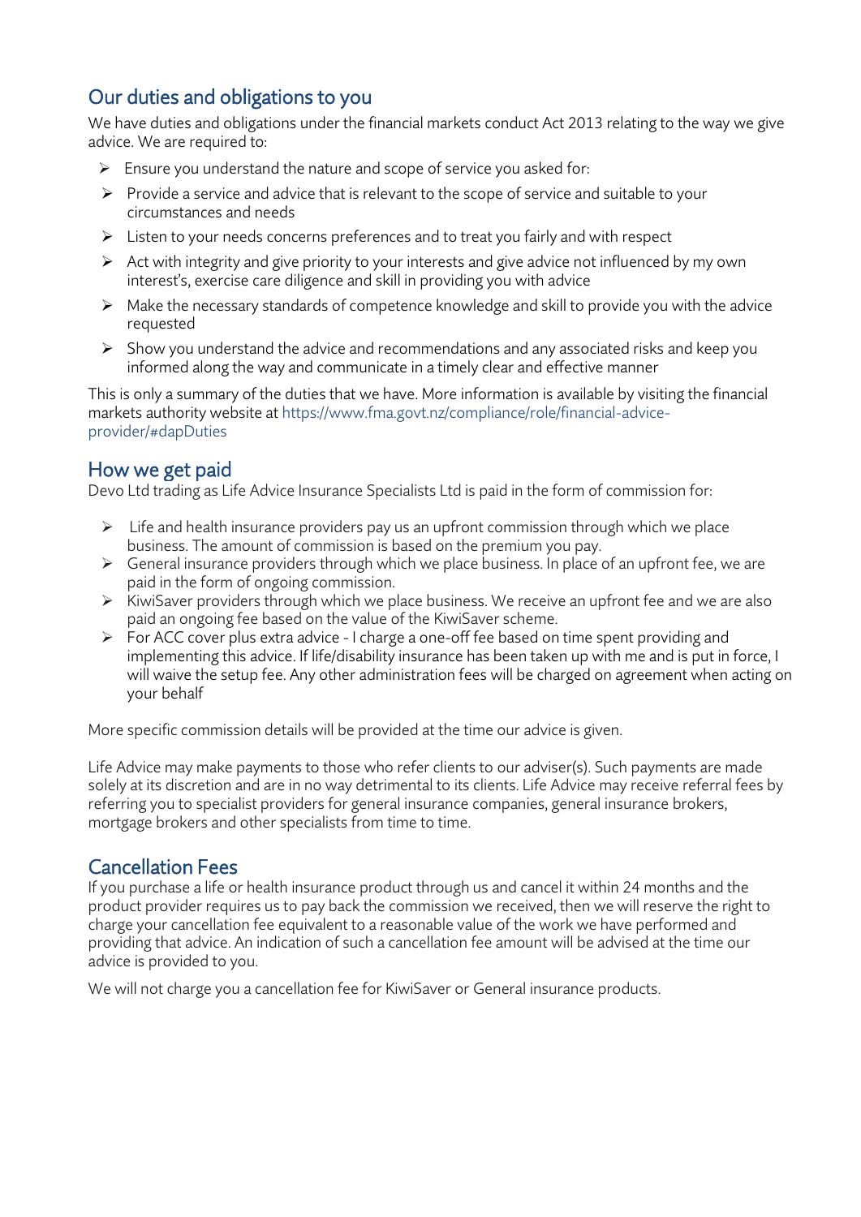## Our duties and obligations to you

We have duties and obligations under the financial markets conduct Act 2013 relating to the way we give advice. We are required to:

- Ensure you understand the nature and scope of service you asked for:
- Provide a service and advice that is relevant to the scope of service and suitable to your circumstances and needs
- Listen to your needs concerns preferences and to treat you fairly and with respect
- Act with integrity and give priority to your interests and give advice not influenced by my own interest's, exercise care diligence and skill in providing you with advice
- Make the necessary standards of competence knowledge and skill to provide you with the advice requested
- Show you understand the advice and recommendations and any associated risks and keep you informed along the way and communicate in a timely clear and effective manner

This is only a summary of the duties that we have. More information is available by visiting the financial markets authority website at https://www.fma.govt.nz/compliance/role/financial-advice-provider/#dapDuties

## How we get paid

Devo Ltd trading as Life Advice Insurance Specialists Ltd is paid in the form of commission for:

- Life and health insurance providers pay us an upfront commission through which we place business. The amount of commission is based on the premium you pay.
- General insurance providers through which we place business. In place of an upfront fee, we are paid in the form of ongoing commission.
- KiwiSaver providers through which we place business. We receive an upfront fee and we are also paid an ongoing fee based on the value of the KiwiSaver scheme.
- For ACC cover plus extra advice - I charge a one-off fee based on time spent providing and implementing this advice. If life/disability insurance has been taken up with me and is put in force, I will waive the setup fee. Any other administration fees will be charged on agreement when acting on your behalf

More specific commission details will be provided at the time our advice is given.

Life Advice may make payments to those who refer clients to our adviser(s). Such payments are made solely at its discretion and are in no way detrimental to its clients. Life Advice may receive referral fees by referring you to specialist providers for general insurance companies, general insurance brokers, mortgage brokers and other specialists from time to time.

## Cancellation Fees

If you purchase a life or health insurance product through us and cancel it within 24 months and the product provider requires us to pay back the commission we received, then we will reserve the right to charge your cancellation fee equivalent to a reasonable value of the work we have performed and providing that advice. An indication of such a cancellation fee amount will be advised at the time our advice is provided to you.

We will not charge you a cancellation fee for KiwiSaver or General insurance products.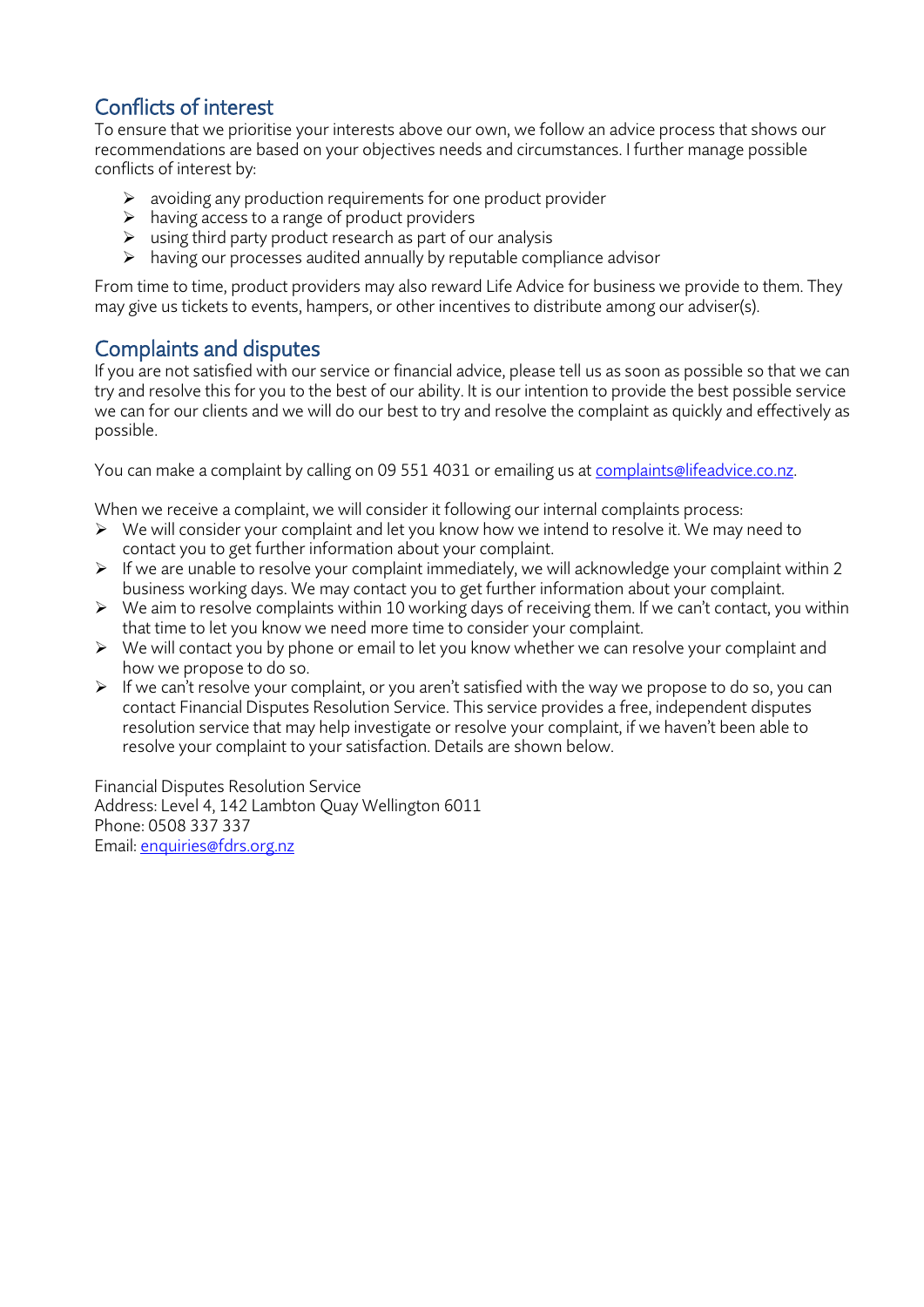## Conflicts of interest

To ensure that we prioritise your interests above our own, we follow an advice process that shows our recommendations are based on your objectives needs and circumstances. I further manage possible conflicts of interest by:

- avoiding any production requirements for one product provider
- having access to a range of product providers
- using third party product research as part of our analysis
- having our processes audited annually by reputable compliance advisor

From time to time, product providers may also reward Life Advice for business we provide to them. They may give us tickets to events, hampers, or other incentives to distribute among our adviser(s).

## Complaints and disputes

If you are not satisfied with our service or financial advice, please tell us as soon as possible so that we can try and resolve this for you to the best of our ability. It is our intention to provide the best possible service we can for our clients and we will do our best to try and resolve the complaint as quickly and effectively as possible.

You can make a complaint by calling on 09 551 4031 or emailing us at complaints@lifeadvice.co.nz.

When we receive a complaint, we will consider it following our internal complaints process:

- We will consider your complaint and let you know how we intend to resolve it. We may need to contact you to get further information about your complaint.
- If we are unable to resolve your complaint immediately, we will acknowledge your complaint within 2 business working days. We may contact you to get further information about your complaint.
- We aim to resolve complaints within 10 working days of receiving them. If we can't contact, you within that time to let you know we need more time to consider your complaint.
- We will contact you by phone or email to let you know whether we can resolve your complaint and how we propose to do so.
- If we can't resolve your complaint, or you aren't satisfied with the way we propose to do so, you can contact Financial Disputes Resolution Service. This service provides a free, independent disputes resolution service that may help investigate or resolve your complaint, if we haven't been able to resolve your complaint to your satisfaction. Details are shown below.

Financial Disputes Resolution Service
Address: Level 4, 142 Lambton Quay Wellington 6011
Phone: 0508 337 337
Email: enquiries@fdrs.org.nz